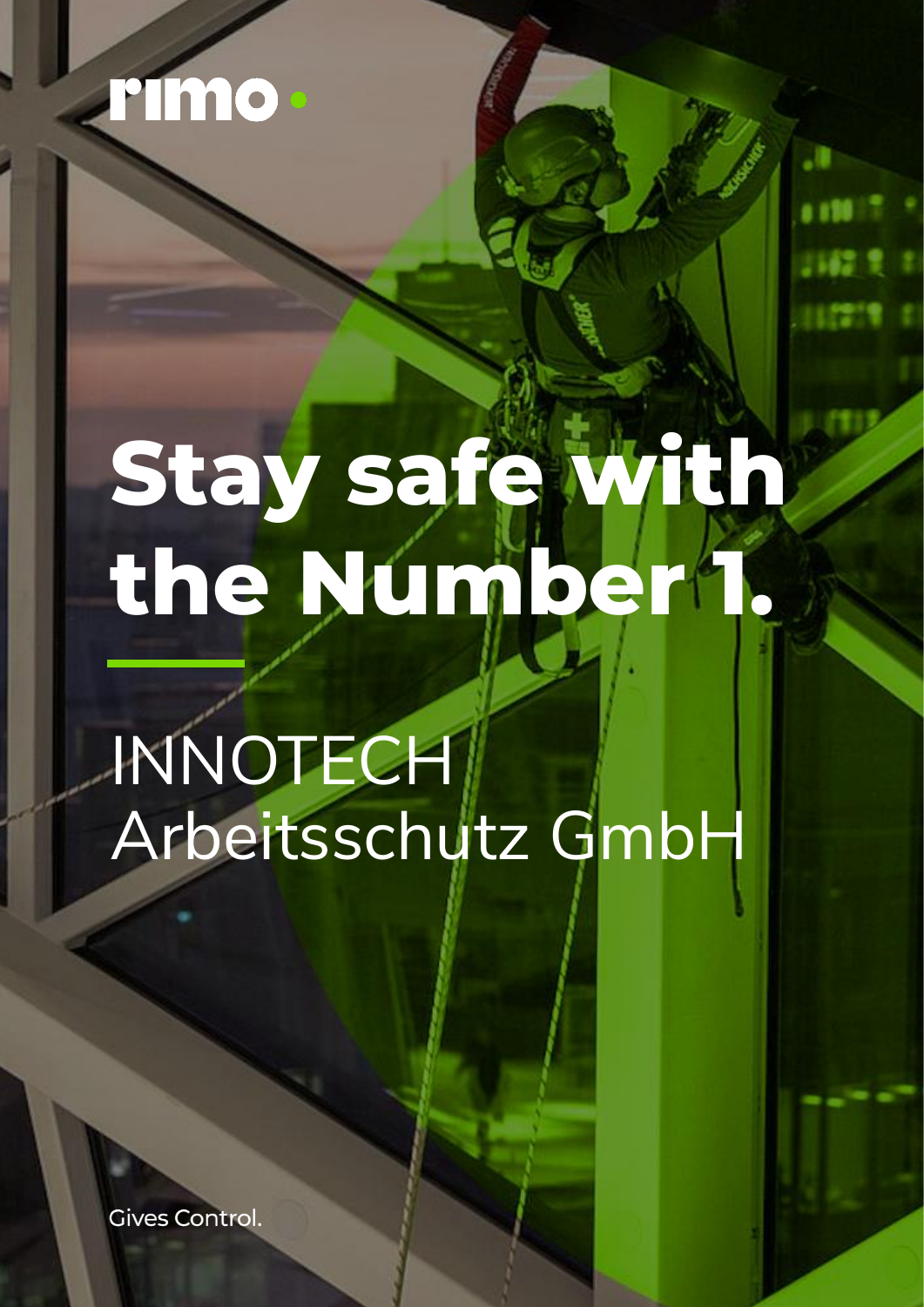rimo•

# Stay safe with the Number 1.

INNOTECH
Arbeitsschutz GmbH

Gives Control.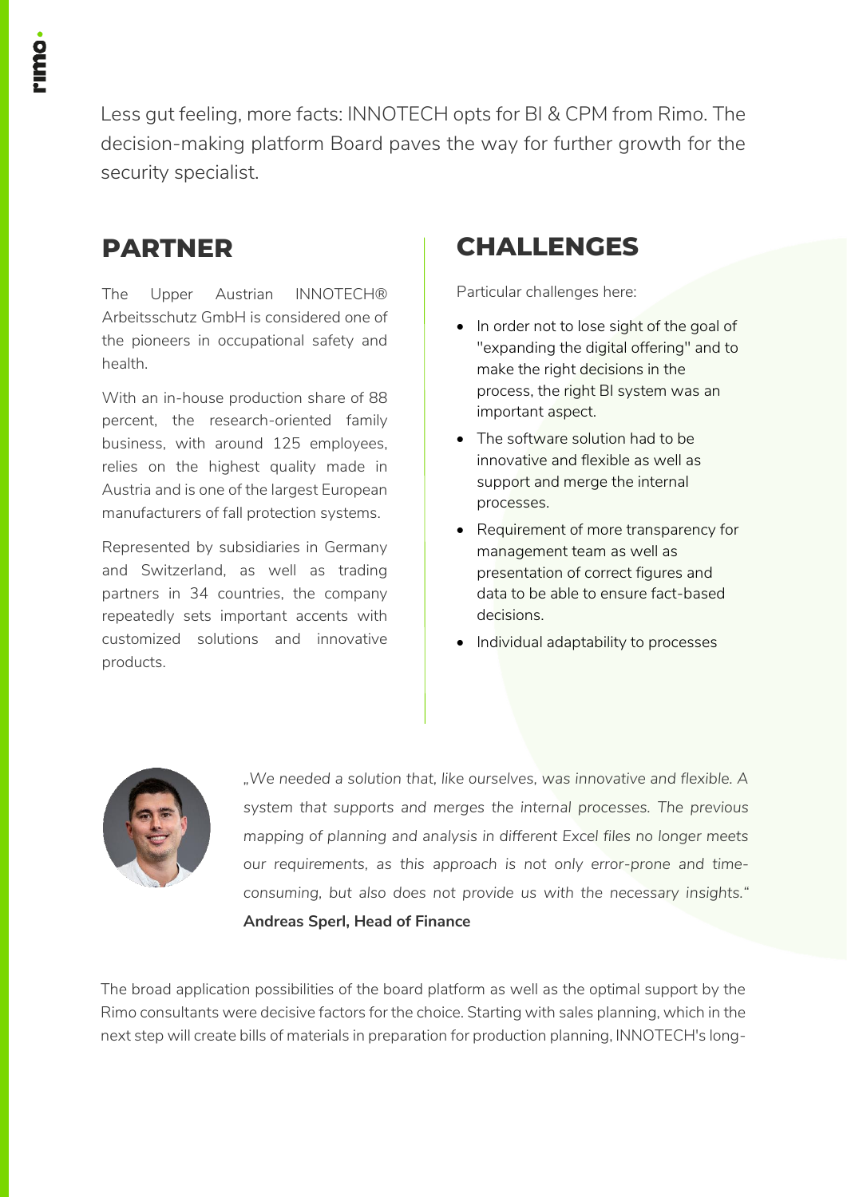Less gut feeling, more facts: INNOTECH opts for BI & CPM from Rimo. The decision-making platform Board paves the way for further growth for the security specialist.

## PARTNER

The Upper Austrian INNOTECH® Arbeitsschutz GmbH is considered one of the pioneers in occupational safety and health.

With an in-house production share of 88 percent, the research-oriented family business, with around 125 employees, relies on the highest quality made in Austria and is one of the largest European manufacturers of fall protection systems.

Represented by subsidiaries in Germany and Switzerland, as well as trading partners in 34 countries, the company repeatedly sets important accents with customized solutions and innovative products.

## CHALLENGES

Particular challenges here:

- In order not to lose sight of the goal of "expanding the digital offering" and to make the right decisions in the process, the right BI system was an important aspect.
- The software solution had to be innovative and flexible as well as support and merge the internal processes.
- Requirement of more transparency for management team as well as presentation of correct figures and data to be able to ensure fact-based decisions.
- Individual adaptability to processes

*„We needed a solution that, like ourselves, was innovative and flexible. A system that supports and merges the internal processes. The previous mapping of planning and analysis in different Excel files no longer meets our requirements, as this approach is not only error-prone and time-consuming, but also does not provide us with the necessary insights."*
**Andreas Sperl, Head of Finance**

The broad application possibilities of the board platform as well as the optimal support by the Rimo consultants were decisive factors for the choice. Starting with sales planning, which in the next step will create bills of materials in preparation for production planning, INNOTECH's long-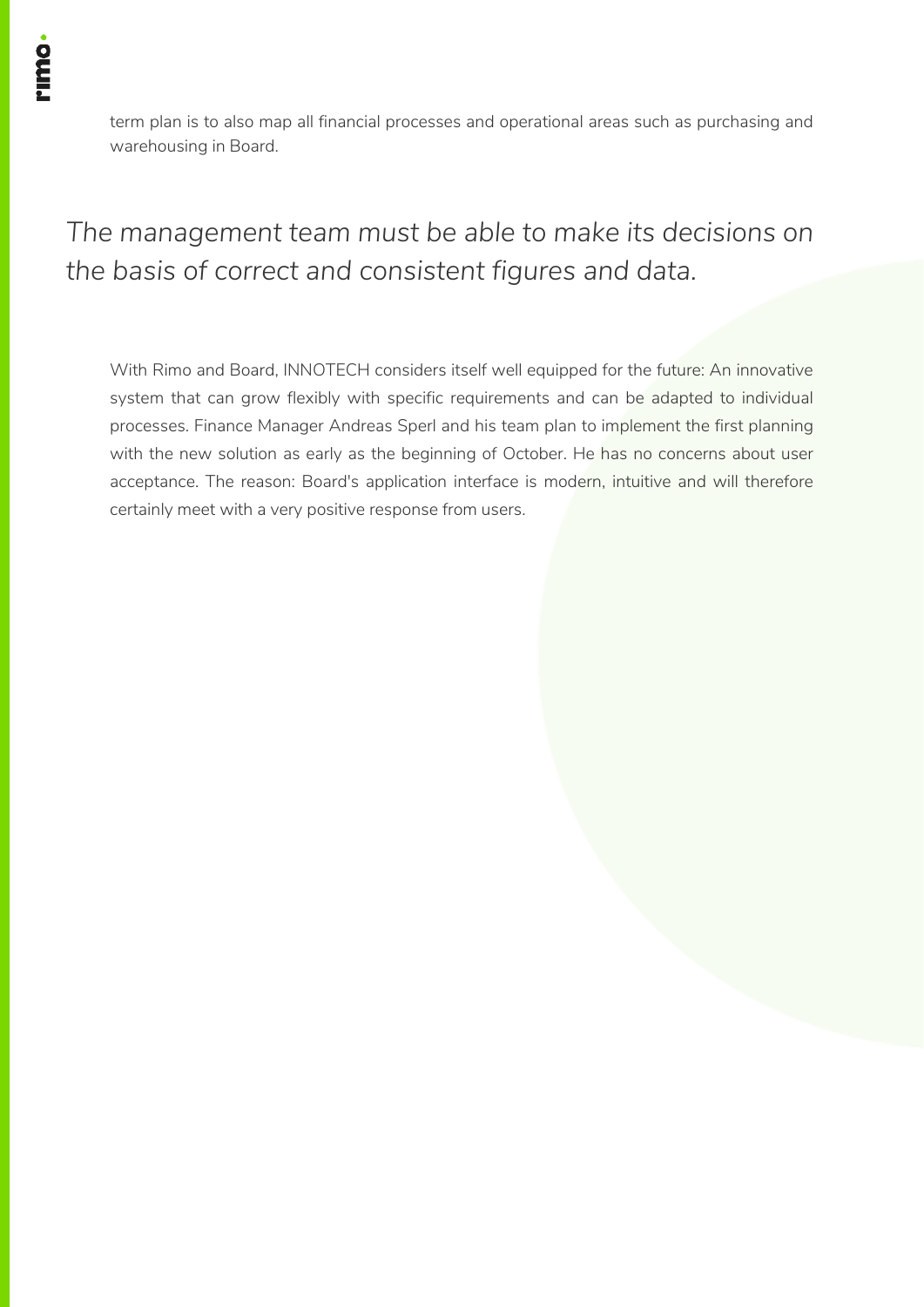term plan is to also map all financial processes and operational areas such as purchasing and warehousing in Board.

*The management team must be able to make its decisions on the basis of correct and consistent figures and data.*

With Rimo and Board, INNOTECH considers itself well equipped for the future: An innovative system that can grow flexibly with specific requirements and can be adapted to individual processes. Finance Manager Andreas Sperl and his team plan to implement the first planning with the new solution as early as the beginning of October. He has no concerns about user acceptance. The reason: Board's application interface is modern, intuitive and will therefore certainly meet with a very positive response from users.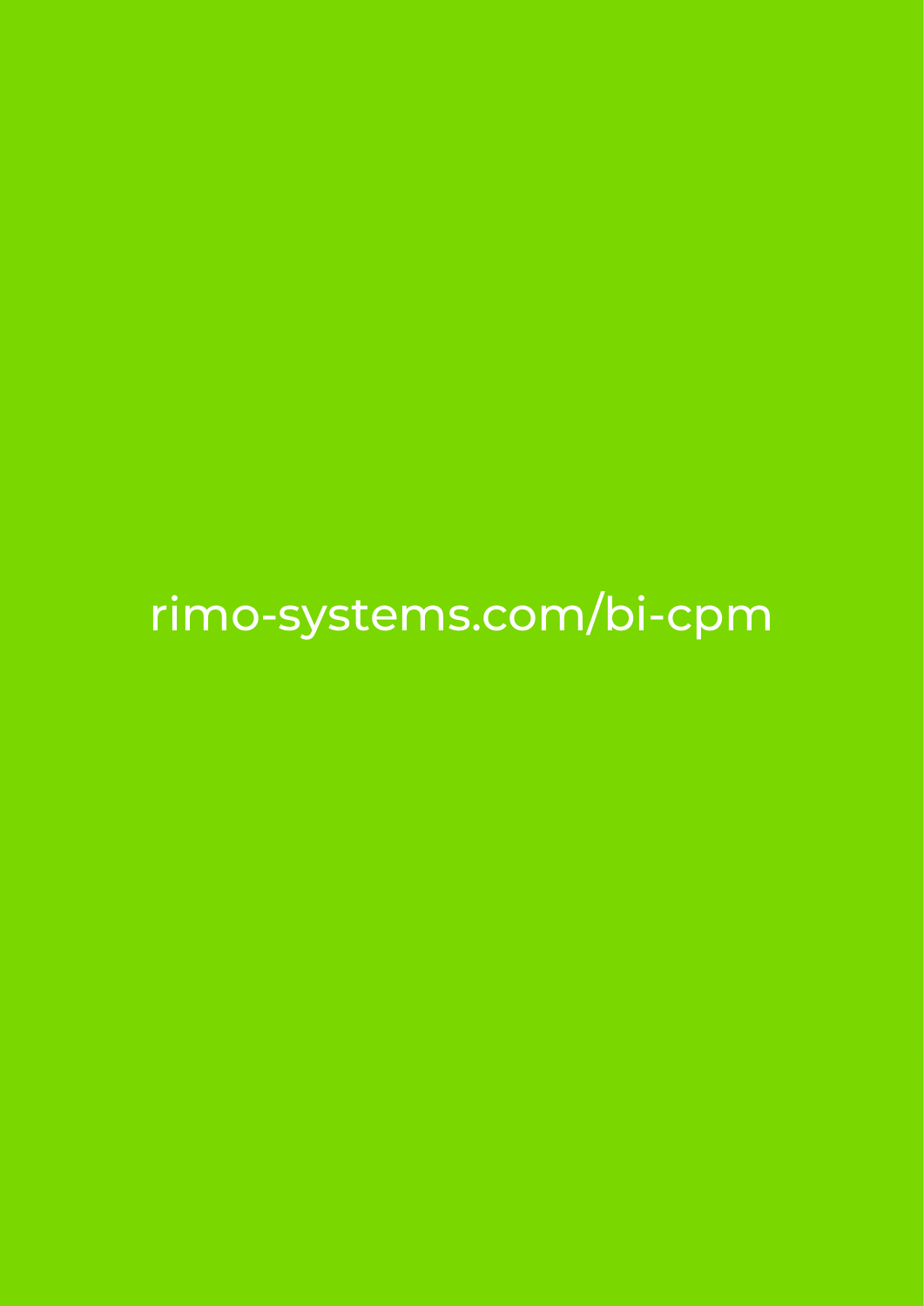rimo-systems.com/bi-cpm